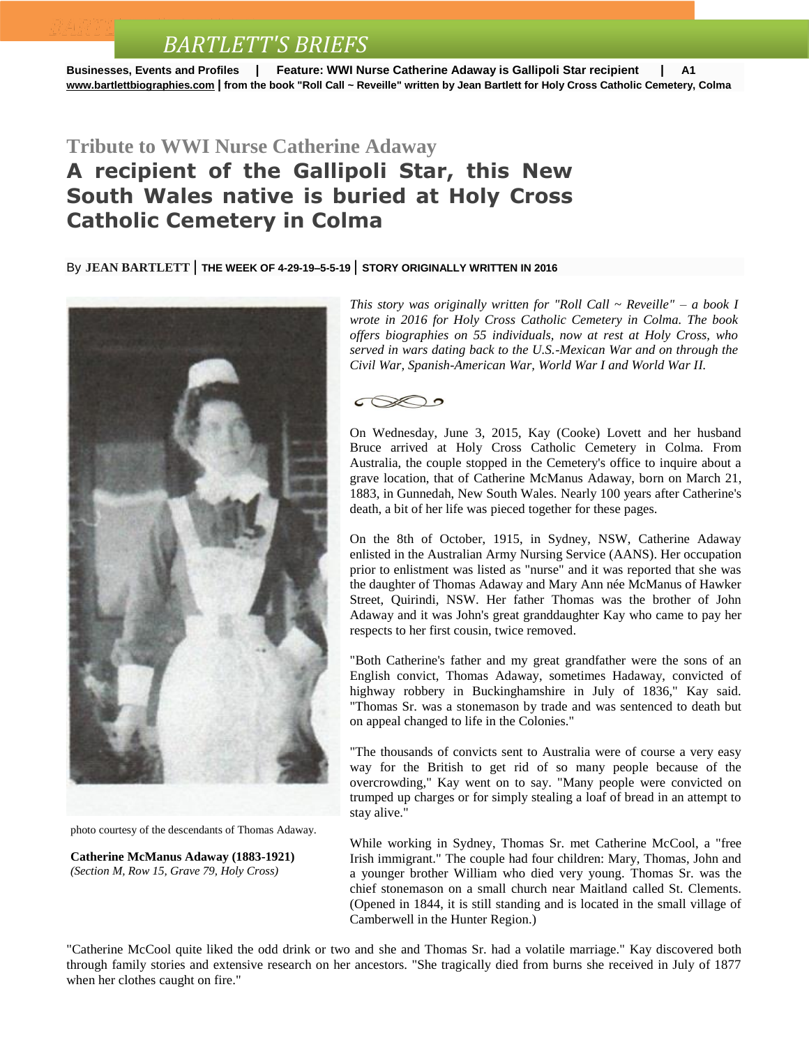# BARTLETT'S BRIEFS

**Businesses, Events and Profiles | Feature: WWI Nurse Catherine Adaway is Gallipoli Star recipient | A1**
**www.bartlettbiographies.com | from the book "Roll Call ~ Reveille" written by Jean Bartlett for Holy Cross Catholic Cemetery, Colma**

## Tribute to WWI Nurse Catherine Adaway

# A recipient of the Gallipoli Star, this New South Wales native is buried at Holy Cross Catholic Cemetery in Colma

By **JEAN BARTLETT** | **THE WEEK OF 4-29-19–5-5-19** | **STORY ORIGINALLY WRITTEN IN 2016**

photo courtesy of the descendants of Thomas Adaway.

**Catherine McManus Adaway (1883-1921)**
*(Section M, Row 15, Grave 79, Holy Cross)*

*This story was originally written for "Roll Call ~ Reveille" – a book I wrote in 2016 for Holy Cross Catholic Cemetery in Colma. The book offers biographies on 55 individuals, now at rest at Holy Cross, who served in wars dating back to the U.S.-Mexican War and on through the Civil War, Spanish-American War, World War I and World War II.*

On Wednesday, June 3, 2015, Kay (Cooke) Lovett and her husband Bruce arrived at Holy Cross Catholic Cemetery in Colma. From Australia, the couple stopped in the Cemetery's office to inquire about a grave location, that of Catherine McManus Adaway, born on March 21, 1883, in Gunnedah, New South Wales. Nearly 100 years after Catherine's death, a bit of her life was pieced together for these pages.

On the 8th of October, 1915, in Sydney, NSW, Catherine Adaway enlisted in the Australian Army Nursing Service (AANS). Her occupation prior to enlistment was listed as "nurse" and it was reported that she was the daughter of Thomas Adaway and Mary Ann née McManus of Hawker Street, Quirindi, NSW. Her father Thomas was the brother of John Adaway and it was John's great granddaughter Kay who came to pay her respects to her first cousin, twice removed.

"Both Catherine's father and my great grandfather were the sons of an English convict, Thomas Adaway, sometimes Hadaway, convicted of highway robbery in Buckinghamshire in July of 1836," Kay said. "Thomas Sr. was a stonemason by trade and was sentenced to death but on appeal changed to life in the Colonies."

"The thousands of convicts sent to Australia were of course a very easy way for the British to get rid of so many people because of the overcrowding," Kay went on to say. "Many people were convicted on trumped up charges or for simply stealing a loaf of bread in an attempt to stay alive."

While working in Sydney, Thomas Sr. met Catherine McCool, a "free Irish immigrant." The couple had four children: Mary, Thomas, John and a younger brother William who died very young. Thomas Sr. was the chief stonemason on a small church near Maitland called St. Clements. (Opened in 1844, it is still standing and is located in the small village of Camberwell in the Hunter Region.)

"Catherine McCool quite liked the odd drink or two and she and Thomas Sr. had a volatile marriage." Kay discovered both through family stories and extensive research on her ancestors. "She tragically died from burns she received in July of 1877 when her clothes caught on fire."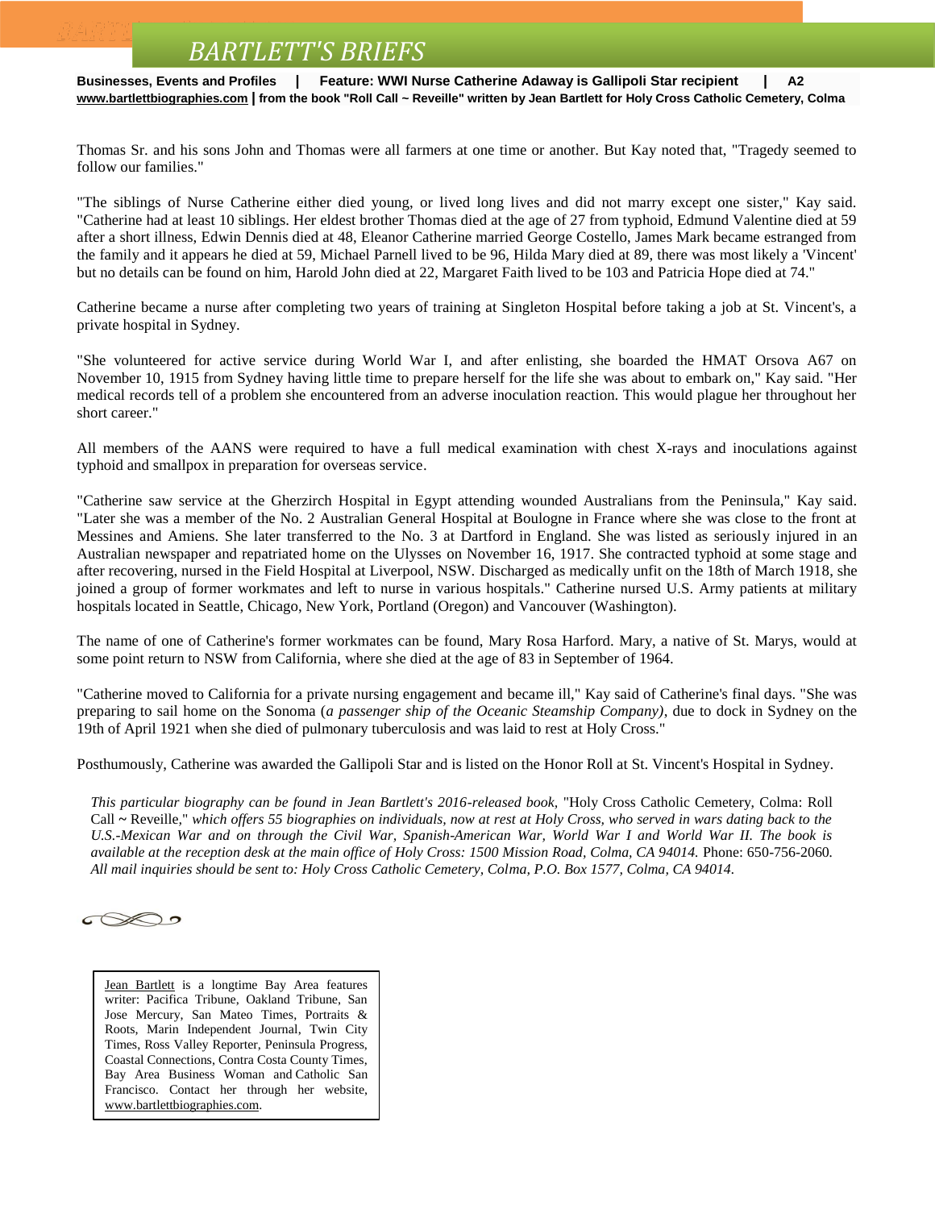Thomas Sr. and his sons John and Thomas were all farmers at one time or another. But Kay noted that, "Tragedy seemed to follow our families."

"The siblings of Nurse Catherine either died young, or lived long lives and did not marry except one sister," Kay said. "Catherine had at least 10 siblings. Her eldest brother Thomas died at the age of 27 from typhoid, Edmund Valentine died at 59 after a short illness, Edwin Dennis died at 48, Eleanor Catherine married George Costello, James Mark became estranged from the family and it appears he died at 59, Michael Parnell lived to be 96, Hilda Mary died at 89, there was most likely a 'Vincent' but no details can be found on him, Harold John died at 22, Margaret Faith lived to be 103 and Patricia Hope died at 74."

Catherine became a nurse after completing two years of training at Singleton Hospital before taking a job at St. Vincent's, a private hospital in Sydney.

"She volunteered for active service during World War I, and after enlisting, she boarded the HMAT Orsova A67 on November 10, 1915 from Sydney having little time to prepare herself for the life she was about to embark on," Kay said. "Her medical records tell of a problem she encountered from an adverse inoculation reaction. This would plague her throughout her short career."

All members of the AANS were required to have a full medical examination with chest X-rays and inoculations against typhoid and smallpox in preparation for overseas service.

"Catherine saw service at the Gherzirch Hospital in Egypt attending wounded Australians from the Peninsula," Kay said. "Later she was a member of the No. 2 Australian General Hospital at Boulogne in France where she was close to the front at Messines and Amiens. She later transferred to the No. 3 at Dartford in England. She was listed as seriously injured in an Australian newspaper and repatriated home on the Ulysses on November 16, 1917. She contracted typhoid at some stage and after recovering, nursed in the Field Hospital at Liverpool, NSW. Discharged as medically unfit on the 18th of March 1918, she joined a group of former workmates and left to nurse in various hospitals." Catherine nursed U.S. Army patients at military hospitals located in Seattle, Chicago, New York, Portland (Oregon) and Vancouver (Washington).

The name of one of Catherine's former workmates can be found, Mary Rosa Harford. Mary, a native of St. Marys, would at some point return to NSW from California, where she died at the age of 83 in September of 1964.

"Catherine moved to California for a private nursing engagement and became ill," Kay said of Catherine's final days. "She was preparing to sail home on the Sonoma (*a passenger ship of the Oceanic Steamship Company)*, due to dock in Sydney on the 19th of April 1921 when she died of pulmonary tuberculosis and was laid to rest at Holy Cross."

Posthumously, Catherine was awarded the Gallipoli Star and is listed on the Honor Roll at St. Vincent's Hospital in Sydney.

*This particular biography can be found in Jean Bartlett's 2016-released book,* "Holy Cross Catholic Cemetery, Colma: Roll Call ~ Reveille," *which offers 55 biographies on individuals, now at rest at Holy Cross, who served in wars dating back to the U.S.-Mexican War and on through the Civil War, Spanish-American War, World War I and World War II. The book is available at the reception desk at the main office of Holy Cross: 1500 Mission Road, Colma, CA 94014.* Phone: 650-756-2060. *All mail inquiries should be sent to: Holy Cross Catholic Cemetery, Colma, P.O. Box 1577, Colma, CA 94014.*

Jean Bartlett is a longtime Bay Area features writer: Pacifica Tribune, Oakland Tribune, San Jose Mercury, San Mateo Times, Portraits & Roots, Marin Independent Journal, Twin City Times, Ross Valley Reporter, Peninsula Progress, Coastal Connections, Contra Costa County Times, Bay Area Business Woman and Catholic San Francisco. Contact her through her website, www.bartlettbiographies.com.